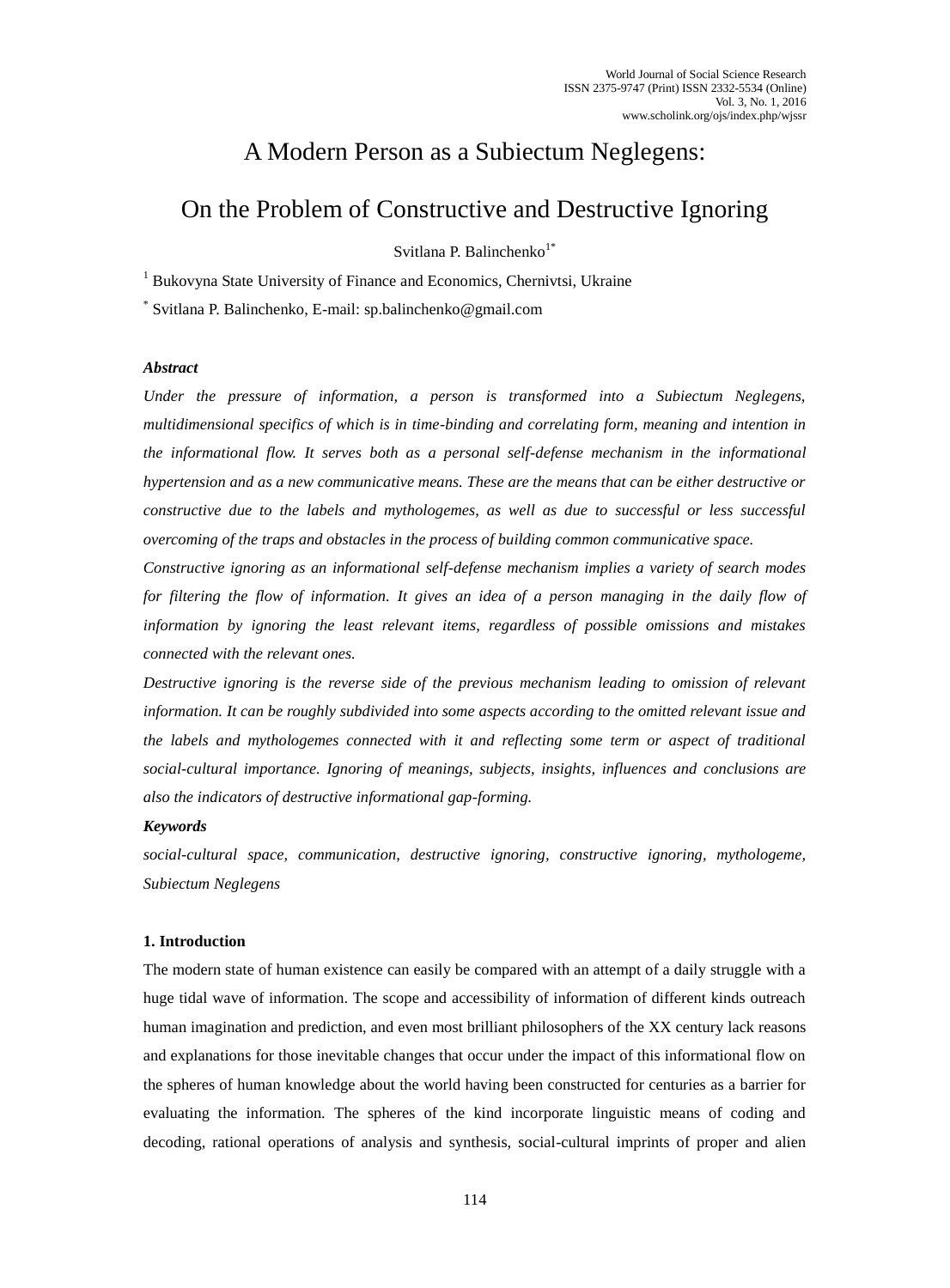# A Modern Person as a Subiectum Neglegens: On the Problem of Constructive and Destructive Ignoring

Svitlana P. Balinchenko[1*]

[1] Bukovyna State University of Finance and Economics, Chernivtsi, Ukraine

[*] Svitlana P. Balinchenko, E-mail: sp.balinchenko@gmail.com

### Abstract

*Under the pressure of information, a person is transformed into a Subiectum Neglegens, multidimensional specifics of which is in time-binding and correlating form, meaning and intention in the informational flow. It serves both as a personal self-defense mechanism in the informational hypertension and as a new communicative means. These are the means that can be either destructive or constructive due to the labels and mythologemes, as well as due to successful or less successful overcoming of the traps and obstacles in the process of building common communicative space.*

*Constructive ignoring as an informational self-defense mechanism implies a variety of search modes for filtering the flow of information. It gives an idea of a person managing in the daily flow of information by ignoring the least relevant items, regardless of possible omissions and mistakes connected with the relevant ones.*

*Destructive ignoring is the reverse side of the previous mechanism leading to omission of relevant information. It can be roughly subdivided into some aspects according to the omitted relevant issue and the labels and mythologemes connected with it and reflecting some term or aspect of traditional social-cultural importance. Ignoring of meanings, subjects, insights, influences and conclusions are also the indicators of destructive informational gap-forming.*

### Keywords

*social-cultural space, communication, destructive ignoring, constructive ignoring, mythologeme, Subiectum Neglegens*

## 1. Introduction

The modern state of human existence can easily be compared with an attempt of a daily struggle with a huge tidal wave of information. The scope and accessibility of information of different kinds outreach human imagination and prediction, and even most brilliant philosophers of the XX century lack reasons and explanations for those inevitable changes that occur under the impact of this informational flow on the spheres of human knowledge about the world having been constructed for centuries as a barrier for evaluating the information. The spheres of the kind incorporate linguistic means of coding and decoding, rational operations of analysis and synthesis, social-cultural imprints of proper and alien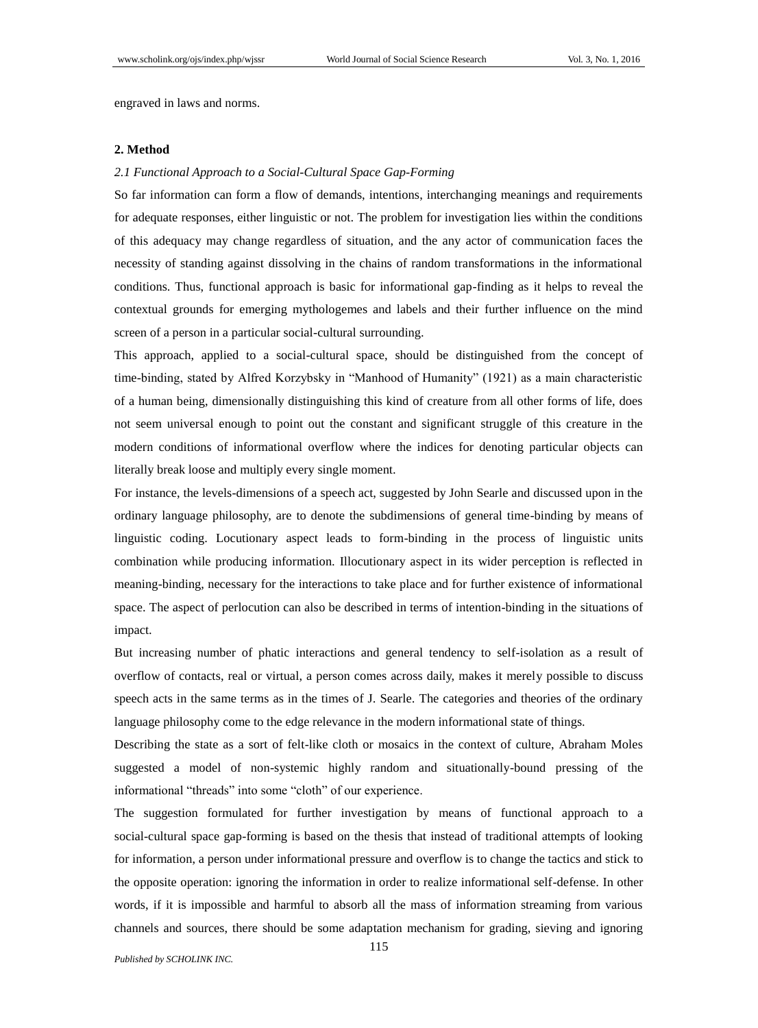engraved in laws and norms.

## 2. Method

### *2.1 Functional Approach to a Social-Cultural Space Gap-Forming*

So far information can form a flow of demands, intentions, interchanging meanings and requirements for adequate responses, either linguistic or not. The problem for investigation lies within the conditions of this adequacy may change regardless of situation, and the any actor of communication faces the necessity of standing against dissolving in the chains of random transformations in the informational conditions. Thus, functional approach is basic for informational gap-finding as it helps to reveal the contextual grounds for emerging mythologemes and labels and their further influence on the mind screen of a person in a particular social-cultural surrounding.

This approach, applied to a social-cultural space, should be distinguished from the concept of time-binding, stated by Alfred Korzybsky in "Manhood of Humanity" (1921) as a main characteristic of a human being, dimensionally distinguishing this kind of creature from all other forms of life, does not seem universal enough to point out the constant and significant struggle of this creature in the modern conditions of informational overflow where the indices for denoting particular objects can literally break loose and multiply every single moment.

For instance, the levels-dimensions of a speech act, suggested by John Searle and discussed upon in the ordinary language philosophy, are to denote the subdimensions of general time-binding by means of linguistic coding. Locutionary aspect leads to form-binding in the process of linguistic units combination while producing information. Illocutionary aspect in its wider perception is reflected in meaning-binding, necessary for the interactions to take place and for further existence of informational space. The aspect of perlocution can also be described in terms of intention-binding in the situations of impact.

But increasing number of phatic interactions and general tendency to self-isolation as a result of overflow of contacts, real or virtual, a person comes across daily, makes it merely possible to discuss speech acts in the same terms as in the times of J. Searle. The categories and theories of the ordinary language philosophy come to the edge relevance in the modern informational state of things.

Describing the state as a sort of felt-like cloth or mosaics in the context of culture, Abraham Moles suggested a model of non-systemic highly random and situationally-bound pressing of the informational "threads" into some "cloth" of our experience.

The suggestion formulated for further investigation by means of functional approach to a social-cultural space gap-forming is based on the thesis that instead of traditional attempts of looking for information, a person under informational pressure and overflow is to change the tactics and stick to the opposite operation: ignoring the information in order to realize informational self-defense. In other words, if it is impossible and harmful to absorb all the mass of information streaming from various channels and sources, there should be some adaptation mechanism for grading, sieving and ignoring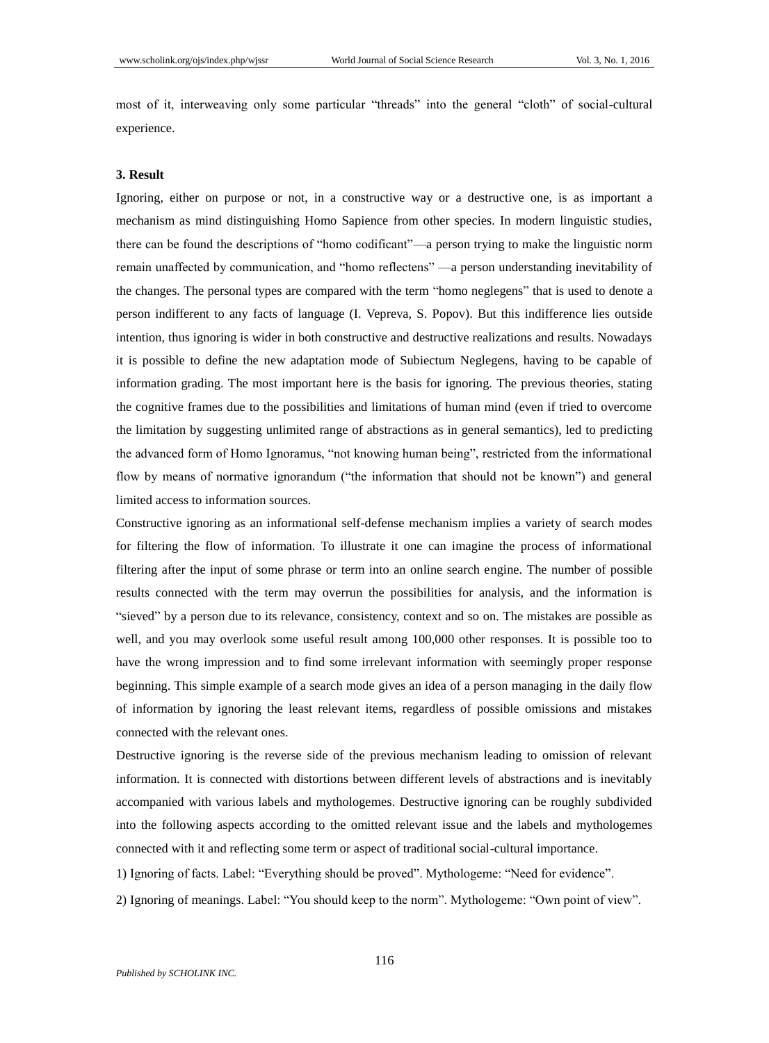most of it, interweaving only some particular "threads" into the general "cloth" of social-cultural experience.

### 3. Result

Ignoring, either on purpose or not, in a constructive way or a destructive one, is as important a mechanism as mind distinguishing Homo Sapience from other species. In modern linguistic studies, there can be found the descriptions of "homo codificant"—a person trying to make the linguistic norm remain unaffected by communication, and "homo reflectens" —a person understanding inevitability of the changes. The personal types are compared with the term "homo neglegens" that is used to denote a person indifferent to any facts of language (I. Vepreva, S. Popov). But this indifference lies outside intention, thus ignoring is wider in both constructive and destructive realizations and results. Nowadays it is possible to define the new adaptation mode of Subiectum Neglegens, having to be capable of information grading. The most important here is the basis for ignoring. The previous theories, stating the cognitive frames due to the possibilities and limitations of human mind (even if tried to overcome the limitation by suggesting unlimited range of abstractions as in general semantics), led to predicting the advanced form of Homo Ignoramus, "not knowing human being", restricted from the informational flow by means of normative ignorandum ("the information that should not be known") and general limited access to information sources.

Constructive ignoring as an informational self-defense mechanism implies a variety of search modes for filtering the flow of information. To illustrate it one can imagine the process of informational filtering after the input of some phrase or term into an online search engine. The number of possible results connected with the term may overrun the possibilities for analysis, and the information is "sieved" by a person due to its relevance, consistency, context and so on. The mistakes are possible as well, and you may overlook some useful result among 100,000 other responses. It is possible too to have the wrong impression and to find some irrelevant information with seemingly proper response beginning. This simple example of a search mode gives an idea of a person managing in the daily flow of information by ignoring the least relevant items, regardless of possible omissions and mistakes connected with the relevant ones.

Destructive ignoring is the reverse side of the previous mechanism leading to omission of relevant information. It is connected with distortions between different levels of abstractions and is inevitably accompanied with various labels and mythologemes. Destructive ignoring can be roughly subdivided into the following aspects according to the omitted relevant issue and the labels and mythologemes connected with it and reflecting some term or aspect of traditional social-cultural importance.

1) Ignoring of facts. Label: "Everything should be proved". Mythologeme: "Need for evidence".

2) Ignoring of meanings. Label: "You should keep to the norm". Mythologeme: "Own point of view".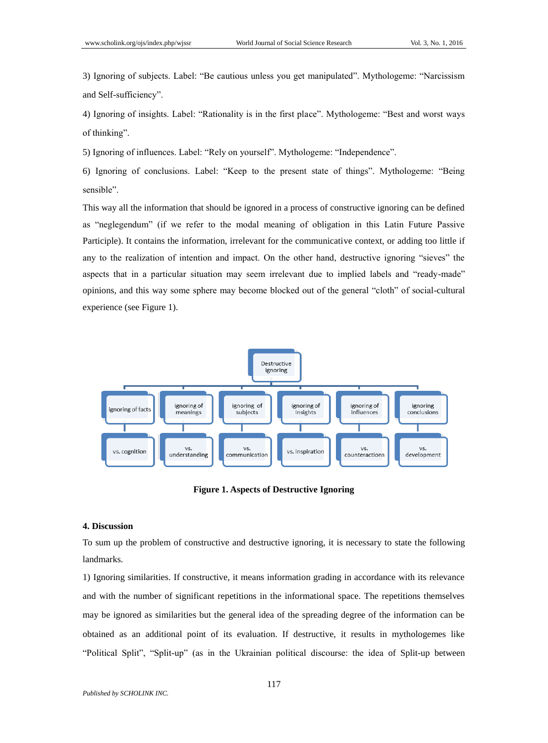3) Ignoring of subjects. Label: "Be cautious unless you get manipulated". Mythologeme: "Narcissism and Self-sufficiency".

4) Ignoring of insights. Label: "Rationality is in the first place". Mythologeme: "Best and worst ways of thinking".

5) Ignoring of influences. Label: "Rely on yourself". Mythologeme: "Independence".

6) Ignoring of conclusions. Label: "Keep to the present state of things". Mythologeme: "Being sensible".

This way all the information that should be ignored in a process of constructive ignoring can be defined as "neglegendum" (if we refer to the modal meaning of obligation in this Latin Future Passive Participle). It contains the information, irrelevant for the communicative context, or adding too little if any to the realization of intention and impact. On the other hand, destructive ignoring "sieves" the aspects that in a particular situation may seem irrelevant due to implied labels and "ready-made" opinions, and this way some sphere may become blocked out of the general "cloth" of social-cultural experience (see Figure 1).

| Destructive ignoring | | | | | |
|---|---|---|---|---|---|
| ignoring of facts | ignoring of meanings | ignoring of subjects | ignoring of insights | ignoring of influences | ignoring conclusions |
| vs. cognition | vs. understanding | vs. communication | vs. inspiration | vs. counteractions | vs. development |

**Figure 1. Aspects of Destructive Ignoring**

#### 4. Discussion

To sum up the problem of constructive and destructive ignoring, it is necessary to state the following landmarks.

1) Ignoring similarities. If constructive, it means information grading in accordance with its relevance and with the number of significant repetitions in the informational space. The repetitions themselves may be ignored as similarities but the general idea of the spreading degree of the information can be obtained as an additional point of its evaluation. If destructive, it results in mythologemes like "Political Split", "Split-up" (as in the Ukrainian political discourse: the idea of Split-up between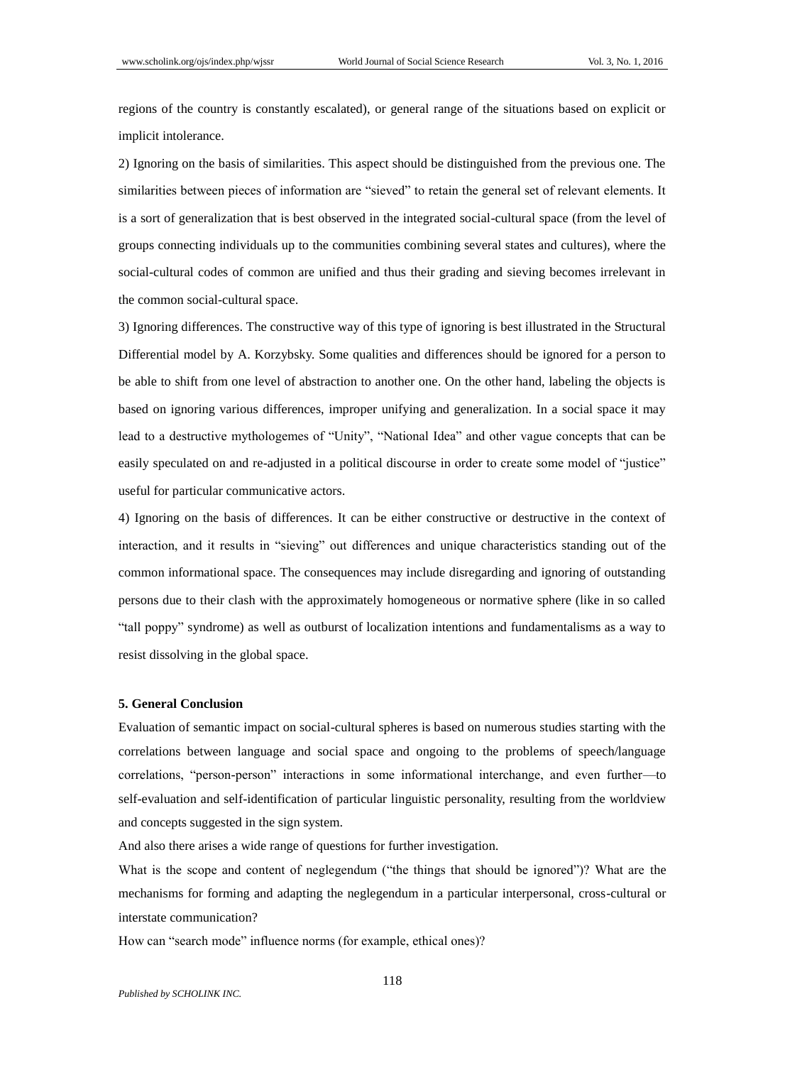regions of the country is constantly escalated), or general range of the situations based on explicit or implicit intolerance.

2) Ignoring on the basis of similarities. This aspect should be distinguished from the previous one. The similarities between pieces of information are "sieved" to retain the general set of relevant elements. It is a sort of generalization that is best observed in the integrated social-cultural space (from the level of groups connecting individuals up to the communities combining several states and cultures), where the social-cultural codes of common are unified and thus their grading and sieving becomes irrelevant in the common social-cultural space.

3) Ignoring differences. The constructive way of this type of ignoring is best illustrated in the Structural Differential model by A. Korzybsky. Some qualities and differences should be ignored for a person to be able to shift from one level of abstraction to another one. On the other hand, labeling the objects is based on ignoring various differences, improper unifying and generalization. In a social space it may lead to a destructive mythologemes of "Unity", "National Idea" and other vague concepts that can be easily speculated on and re-adjusted in a political discourse in order to create some model of "justice" useful for particular communicative actors.

4) Ignoring on the basis of differences. It can be either constructive or destructive in the context of interaction, and it results in "sieving" out differences and unique characteristics standing out of the common informational space. The consequences may include disregarding and ignoring of outstanding persons due to their clash with the approximately homogeneous or normative sphere (like in so called "tall poppy" syndrome) as well as outburst of localization intentions and fundamentalisms as a way to resist dissolving in the global space.

## 5. General Conclusion

Evaluation of semantic impact on social-cultural spheres is based on numerous studies starting with the correlations between language and social space and ongoing to the problems of speech/language correlations, "person-person" interactions in some informational interchange, and even further—to self-evaluation and self-identification of particular linguistic personality, resulting from the worldview and concepts suggested in the sign system.

And also there arises a wide range of questions for further investigation.

What is the scope and content of neglegendum ("the things that should be ignored")? What are the mechanisms for forming and adapting the neglegendum in a particular interpersonal, cross-cultural or interstate communication?

How can "search mode" influence norms (for example, ethical ones)?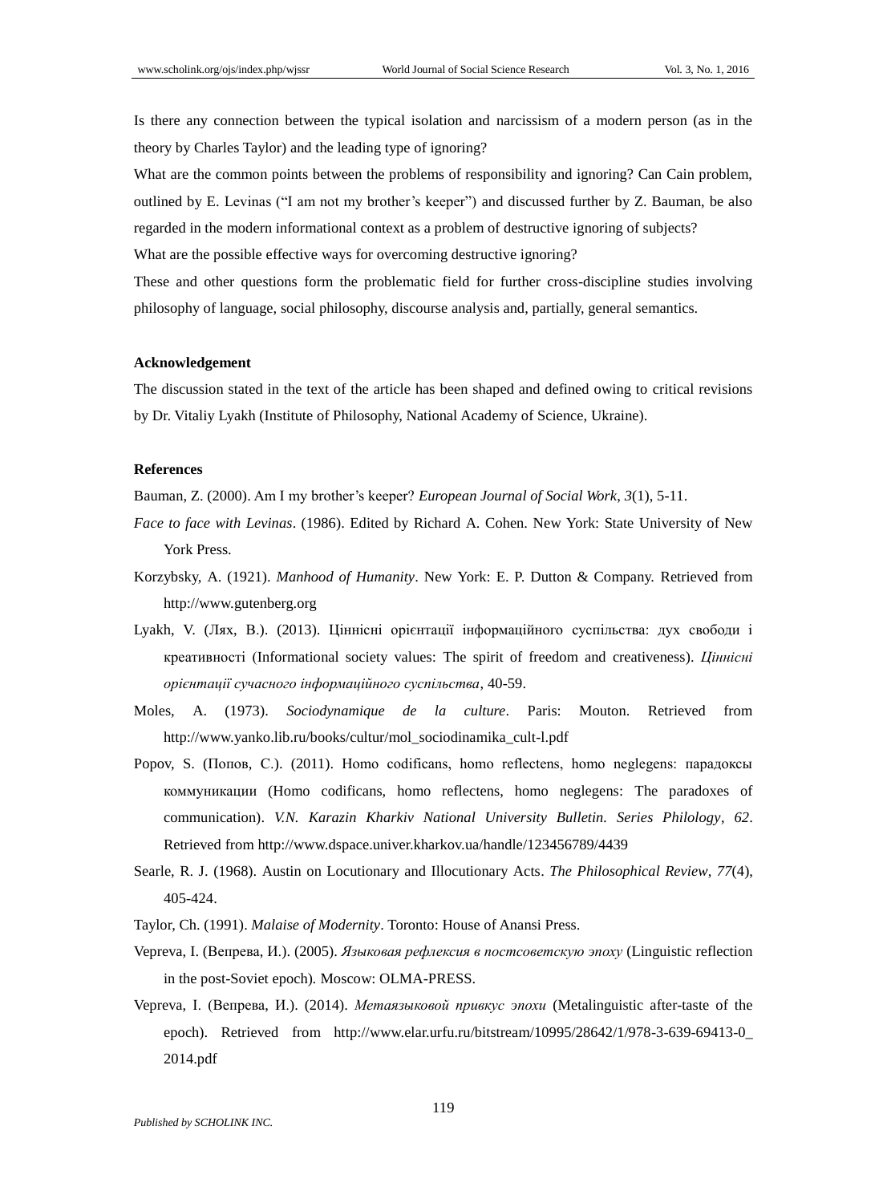Is there any connection between the typical isolation and narcissism of a modern person (as in the theory by Charles Taylor) and the leading type of ignoring?

What are the common points between the problems of responsibility and ignoring? Can Cain problem, outlined by E. Levinas ("I am not my brother's keeper") and discussed further by Z. Bauman, be also regarded in the modern informational context as a problem of destructive ignoring of subjects?

What are the possible effective ways for overcoming destructive ignoring?

These and other questions form the problematic field for further cross-discipline studies involving philosophy of language, social philosophy, discourse analysis and, partially, general semantics.

**Acknowledgement**

The discussion stated in the text of the article has been shaped and defined owing to critical revisions by Dr. Vitaliy Lyakh (Institute of Philosophy, National Academy of Science, Ukraine).

**References**

Bauman, Z. (2000). Am I my brother's keeper? *European Journal of Social Work*, *3*(1), 5-11.

*Face to face with Levinas*. (1986). Edited by Richard A. Cohen. New York: State University of New York Press.

Korzybsky, A. (1921). *Manhood of Humanity*. New York: E. P. Dutton & Company. Retrieved from http://www.gutenberg.org

Lyakh, V. (Лях, В.). (2013). Ціннісні орієнтації інформаційного суспільства: дух свободи і креативності (Informational society values: The spirit of freedom and creativeness). *Ціннісні орієнтації сучасного інформаційного суспільства*, 40-59.

Moles, A. (1973). *Sociodynamique de la culture*. Paris: Mouton. Retrieved from http://www.yanko.lib.ru/books/cultur/mol_sociodinamika_cult-l.pdf

Popov, S. (Попов, С.). (2011). Homo codificans, homo reflectens, homo neglegens: парадоксы коммуникации (Homo codificans, homo reflectens, homo neglegens: The paradoxes of communication). *V.N. Karazin Kharkiv National University Bulletin. Series Philology*, *62*. Retrieved from http://www.dspace.univer.kharkov.ua/handle/123456789/4439

Searle, R. J. (1968). Austin on Locutionary and Illocutionary Acts. *The Philosophical Review*, *77*(4), 405-424.

Taylor, Ch. (1991). *Malaise of Modernity*. Toronto: House of Anansi Press.

Vepreva, I. (Вепрева, И.). (2005). *Языковая рефлексия в постсоветскую эпоху* (Linguistic reflection in the post-Soviet epoch). Moscow: OLMA-PRESS.

Vepreva, I. (Вепрева, И.). (2014). *Метаязыковой привкус эпохи* (Metalinguistic after-taste of the epoch). Retrieved from http://www.elar.urfu.ru/bitstream/10995/28642/1/978-3-639-69413-0_2014.pdf